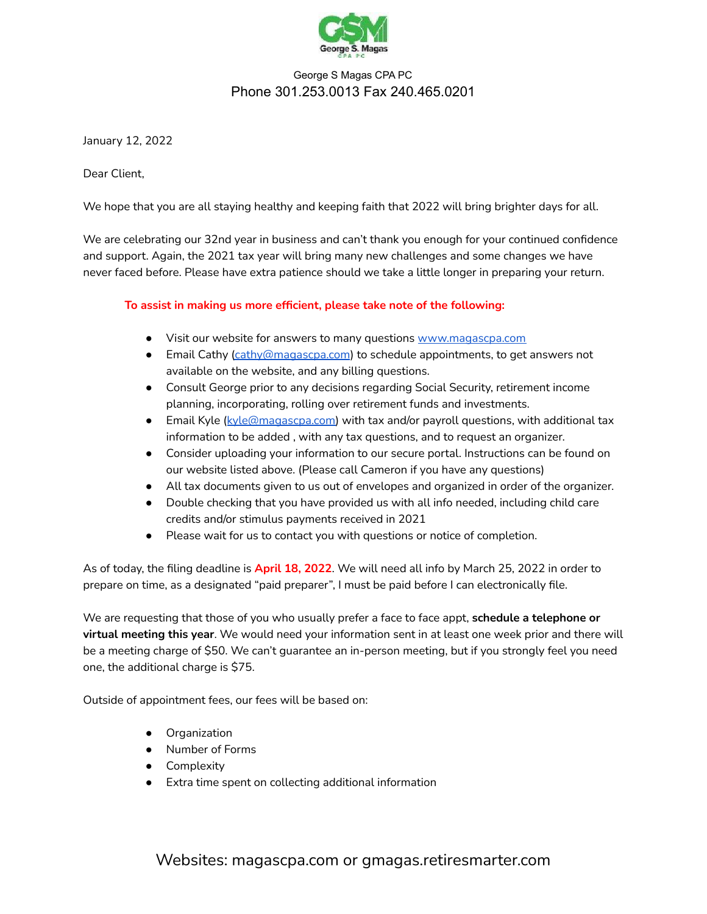George S Magas CPA PC

Phone 301.253.0013 Fax 240.465.0201

January 12, 2022

Dear Client,

We hope that you are all staying healthy and keeping faith that 2022 will bring brighter days for all.

We are celebrating our 32nd year in business and can't thank you enough for your continued confidence and support. Again, the 2021 tax year will bring many new challenges and some changes we have never faced before. Please have extra patience should we take a little longer in preparing your return.

**To assist in making us more efficient, please take note of the following:**

- Visit our website for answers to many questions www.magascpa.com
- Email Cathy (cathy@magascpa.com) to schedule appointments, to get answers not available on the website, and any billing questions.
- Consult George prior to any decisions regarding Social Security, retirement income planning, incorporating, rolling over retirement funds and investments.
- Email Kyle (kyle@magascpa.com) with tax and/or payroll questions, with additional tax information to be added , with any tax questions, and to request an organizer.
- Consider uploading your information to our secure portal. Instructions can be found on our website listed above. (Please call Cameron if you have any questions)
- All tax documents given to us out of envelopes and organized in order of the organizer.
- Double checking that you have provided us with all info needed, including child care credits and/or stimulus payments received in 2021
- Please wait for us to contact you with questions or notice of completion.

As of today, the filing deadline is **April 18, 2022**. We will need all info by March 25, 2022 in order to prepare on time, as a designated "paid preparer", I must be paid before I can electronically file.

We are requesting that those of you who usually prefer a face to face appt, **schedule a telephone or virtual meeting this year**. We would need your information sent in at least one week prior and there will be a meeting charge of $50. We can't guarantee an in-person meeting, but if you strongly feel you need one, the additional charge is $75.

Outside of appointment fees, our fees will be based on:

- Organization
- Number of Forms
- Complexity
- Extra time spent on collecting additional information

Websites: magascpa.com or gmagas.retiresmarter.com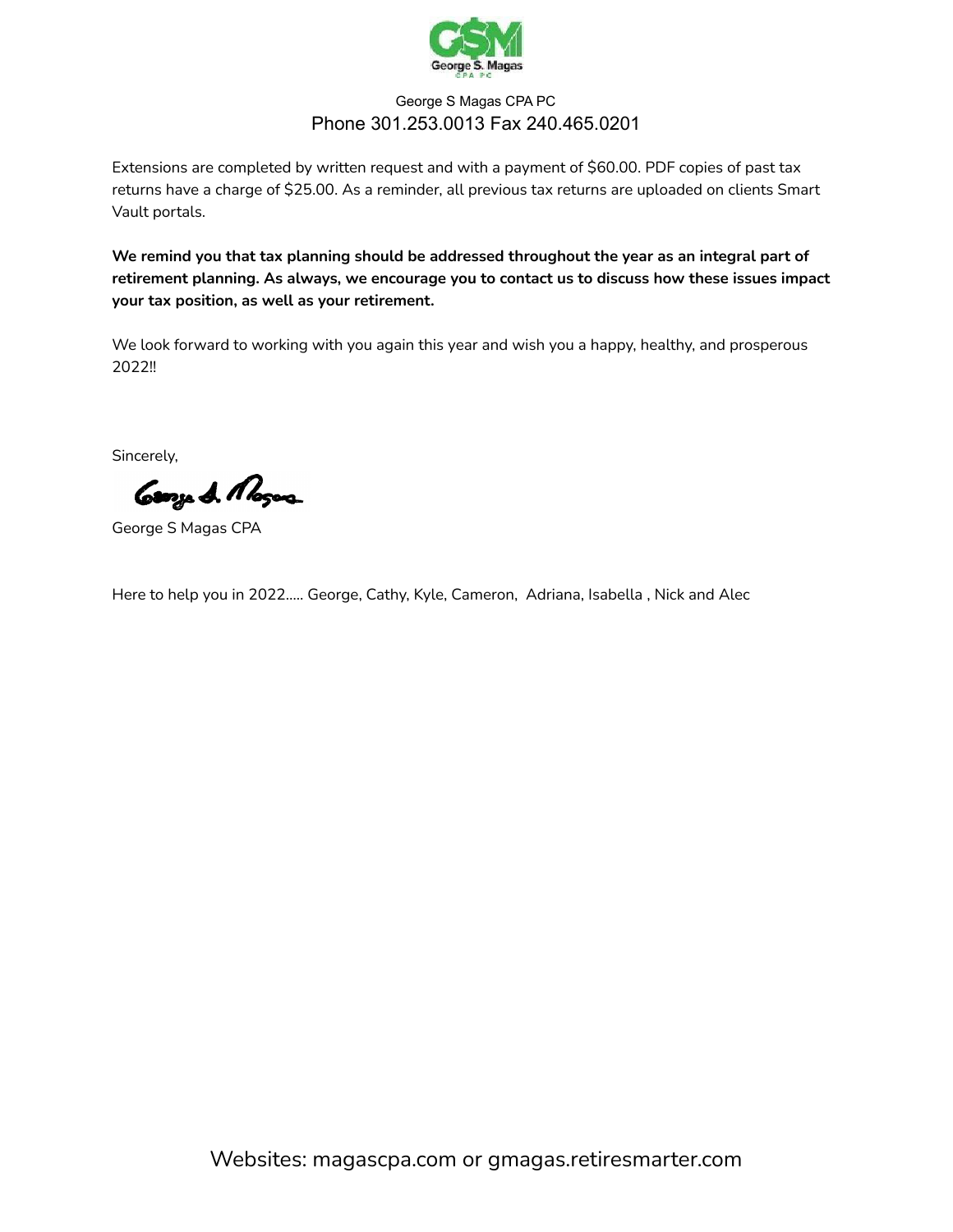George S Magas CPA PC

Phone 301.253.0013 Fax 240.465.0201

Extensions are completed by written request and with a payment of $60.00. PDF copies of past tax returns have a charge of $25.00. As a reminder, all previous tax returns are uploaded on clients Smart Vault portals.

**We remind you that tax planning should be addressed throughout the year as an integral part of retirement planning. As always, we encourage you to contact us to discuss how these issues impact your tax position, as well as your retirement.**

We look forward to working with you again this year and wish you a happy, healthy, and prosperous 2022!!

Sincerely,

George S Magas CPA

Here to help you in 2022..... George, Cathy, Kyle, Cameron, Adriana, Isabella , Nick and Alec

Websites: magascpa.com or gmagas.retiresmarter.com